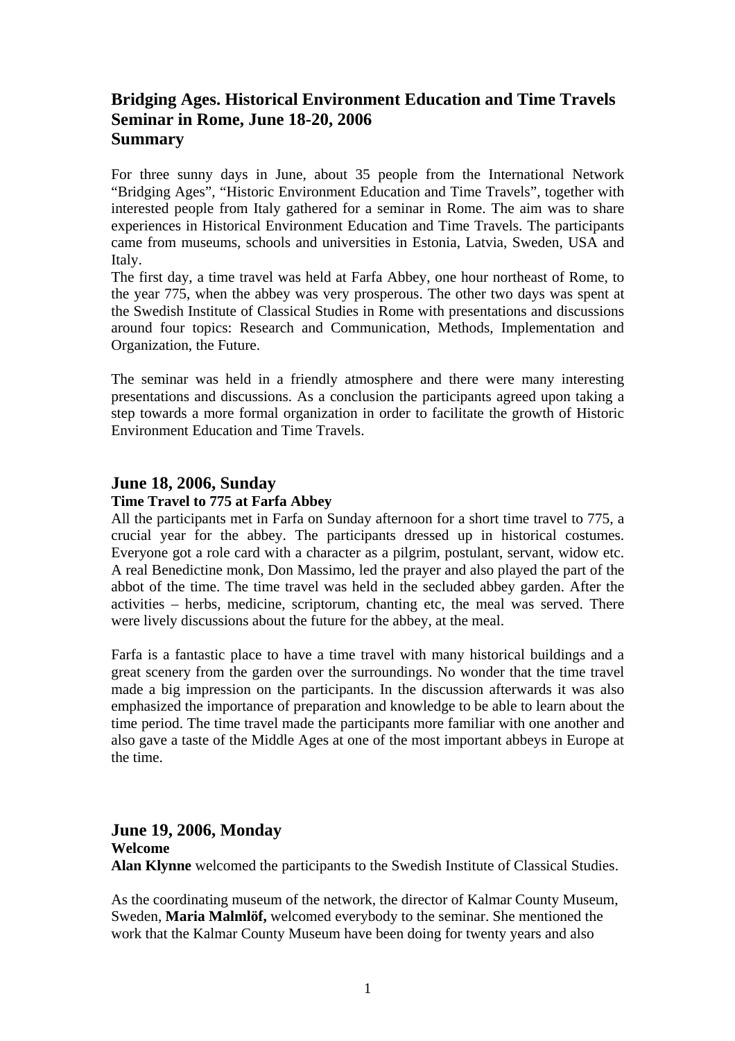# Bridging Ages. Historical Environment Education and Time Travels Seminar in Rome, June 18-20, 2006 Summary

For three sunny days in June, about 35 people from the International Network "Bridging Ages", "Historic Environment Education and Time Travels", together with interested people from Italy gathered for a seminar in Rome. The aim was to share experiences in Historical Environment Education and Time Travels. The participants came from museums, schools and universities in Estonia, Latvia, Sweden, USA and Italy.

The first day, a time travel was held at Farfa Abbey, one hour northeast of Rome, to the year 775, when the abbey was very prosperous. The other two days was spent at the Swedish Institute of Classical Studies in Rome with presentations and discussions around four topics: Research and Communication, Methods, Implementation and Organization, the Future.

The seminar was held in a friendly atmosphere and there were many interesting presentations and discussions. As a conclusion the participants agreed upon taking a step towards a more formal organization in order to facilitate the growth of Historic Environment Education and Time Travels.

## June 18, 2006, Sunday

### Time Travel to 775 at Farfa Abbey

All the participants met in Farfa on Sunday afternoon for a short time travel to 775, a crucial year for the abbey. The participants dressed up in historical costumes. Everyone got a role card with a character as a pilgrim, postulant, servant, widow etc. A real Benedictine monk, Don Massimo, led the prayer and also played the part of the abbot of the time. The time travel was held in the secluded abbey garden. After the activities – herbs, medicine, scriptorum, chanting etc, the meal was served. There were lively discussions about the future for the abbey, at the meal.

Farfa is a fantastic place to have a time travel with many historical buildings and a great scenery from the garden over the surroundings. No wonder that the time travel made a big impression on the participants. In the discussion afterwards it was also emphasized the importance of preparation and knowledge to be able to learn about the time period. The time travel made the participants more familiar with one another and also gave a taste of the Middle Ages at one of the most important abbeys in Europe at the time.

## June 19, 2006, Monday

### Welcome

**Alan Klynne** welcomed the participants to the Swedish Institute of Classical Studies.

As the coordinating museum of the network, the director of Kalmar County Museum, Sweden, **Maria Malmlöf,** welcomed everybody to the seminar. She mentioned the work that the Kalmar County Museum have been doing for twenty years and also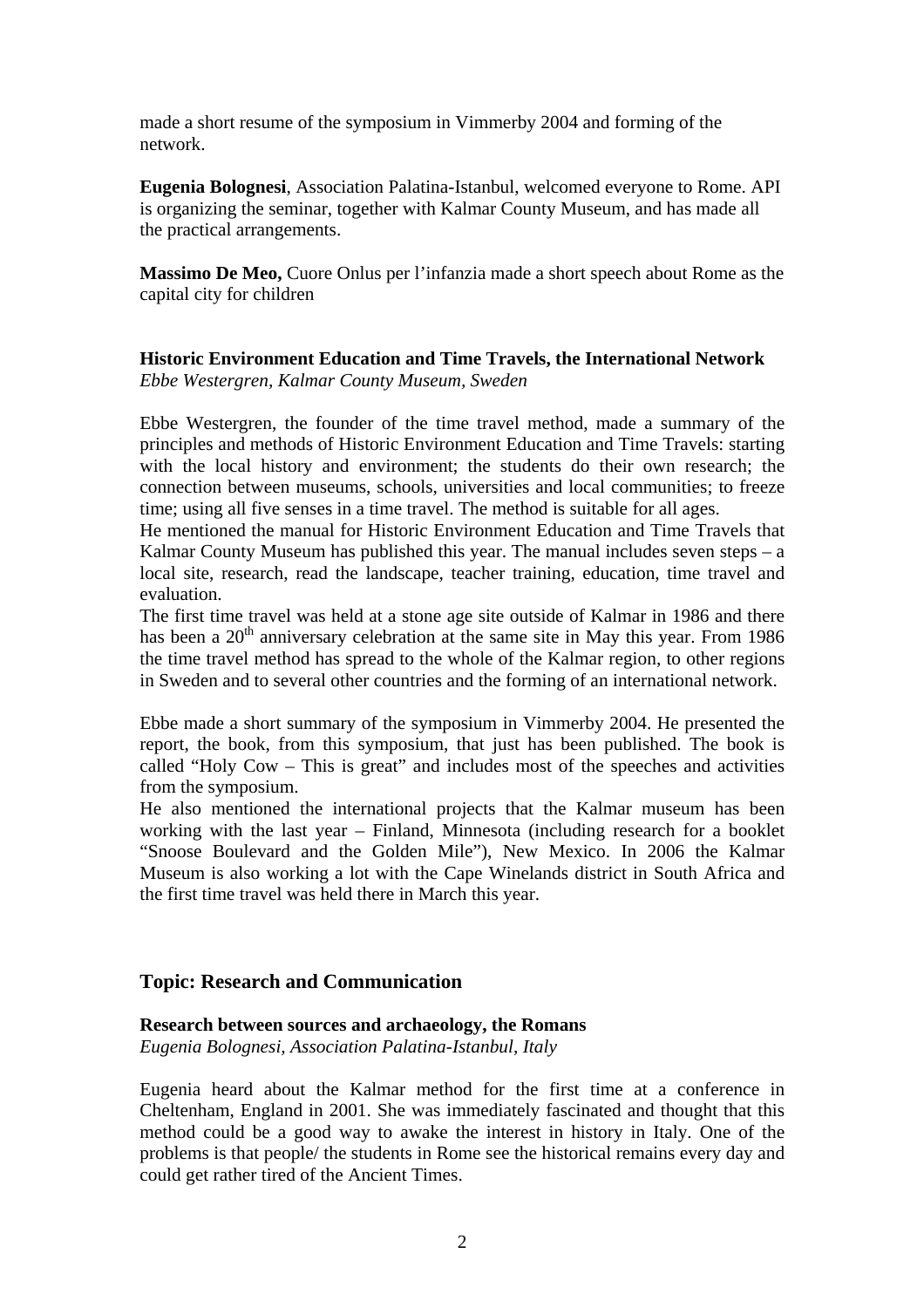made a short resume of the symposium in Vimmerby 2004 and forming of the network.

**Eugenia Bolognesi**, Association Palatina-Istanbul, welcomed everyone to Rome. API is organizing the seminar, together with Kalmar County Museum, and has made all the practical arrangements.

**Massimo De Meo,** Cuore Onlus per l'infanzia made a short speech about Rome as the capital city for children

**Historic Environment Education and Time Travels, the International Network**
*Ebbe Westergren, Kalmar County Museum, Sweden*

Ebbe Westergren, the founder of the time travel method, made a summary of the principles and methods of Historic Environment Education and Time Travels: starting with the local history and environment; the students do their own research; the connection between museums, schools, universities and local communities; to freeze time; using all five senses in a time travel. The method is suitable for all ages.
He mentioned the manual for Historic Environment Education and Time Travels that Kalmar County Museum has published this year. The manual includes seven steps – a local site, research, read the landscape, teacher training, education, time travel and evaluation.
The first time travel was held at a stone age site outside of Kalmar in 1986 and there has been a 20th anniversary celebration at the same site in May this year. From 1986 the time travel method has spread to the whole of the Kalmar region, to other regions in Sweden and to several other countries and the forming of an international network.

Ebbe made a short summary of the symposium in Vimmerby 2004. He presented the report, the book, from this symposium, that just has been published. The book is called "Holy Cow – This is great" and includes most of the speeches and activities from the symposium.
He also mentioned the international projects that the Kalmar museum has been working with the last year – Finland, Minnesota (including research for a booklet "Snoose Boulevard and the Golden Mile"), New Mexico. In 2006 the Kalmar Museum is also working a lot with the Cape Winelands district in South Africa and the first time travel was held there in March this year.

## Topic: Research and Communication

**Research between sources and archaeology, the Romans**
*Eugenia Bolognesi, Association Palatina-Istanbul, Italy*

Eugenia heard about the Kalmar method for the first time at a conference in Cheltenham, England in 2001. She was immediately fascinated and thought that this method could be a good way to awake the interest in history in Italy. One of the problems is that people/ the students in Rome see the historical remains every day and could get rather tired of the Ancient Times.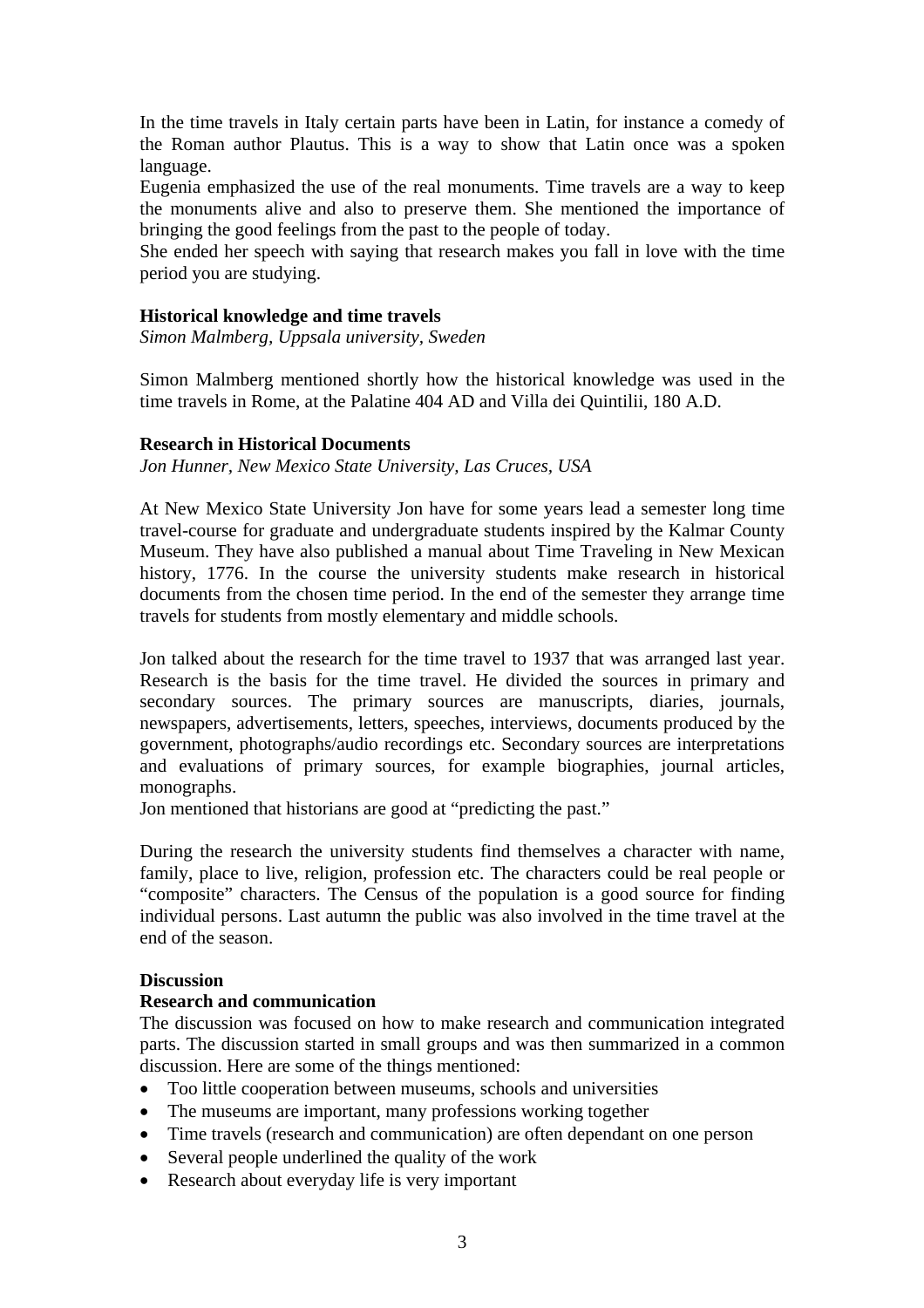In the time travels in Italy certain parts have been in Latin, for instance a comedy of the Roman author Plautus. This is a way to show that Latin once was a spoken language.
Eugenia emphasized the use of the real monuments. Time travels are a way to keep the monuments alive and also to preserve them. She mentioned the importance of bringing the good feelings from the past to the people of today.
She ended her speech with saying that research makes you fall in love with the time period you are studying.

**Historical knowledge and time travels**
*Simon Malmberg, Uppsala university, Sweden*

Simon Malmberg mentioned shortly how the historical knowledge was used in the time travels in Rome, at the Palatine 404 AD and Villa dei Quintilii, 180 A.D.

**Research in Historical Documents**
*Jon Hunner, New Mexico State University, Las Cruces, USA*

At New Mexico State University Jon have for some years lead a semester long time travel-course for graduate and undergraduate students inspired by the Kalmar County Museum. They have also published a manual about Time Traveling in New Mexican history, 1776. In the course the university students make research in historical documents from the chosen time period. In the end of the semester they arrange time travels for students from mostly elementary and middle schools.

Jon talked about the research for the time travel to 1937 that was arranged last year. Research is the basis for the time travel. He divided the sources in primary and secondary sources. The primary sources are manuscripts, diaries, journals, newspapers, advertisements, letters, speeches, interviews, documents produced by the government, photographs/audio recordings etc. Secondary sources are interpretations and evaluations of primary sources, for example biographies, journal articles, monographs.
Jon mentioned that historians are good at "predicting the past."

During the research the university students find themselves a character with name, family, place to live, religion, profession etc. The characters could be real people or "composite" characters. The Census of the population is a good source for finding individual persons. Last autumn the public was also involved in the time travel at the end of the season.

**Discussion**
**Research and communication**
The discussion was focused on how to make research and communication integrated parts. The discussion started in small groups and was then summarized in a common discussion. Here are some of the things mentioned:

- Too little cooperation between museums, schools and universities
- The museums are important, many professions working together
- Time travels (research and communication) are often dependant on one person
- Several people underlined the quality of the work
- Research about everyday life is very important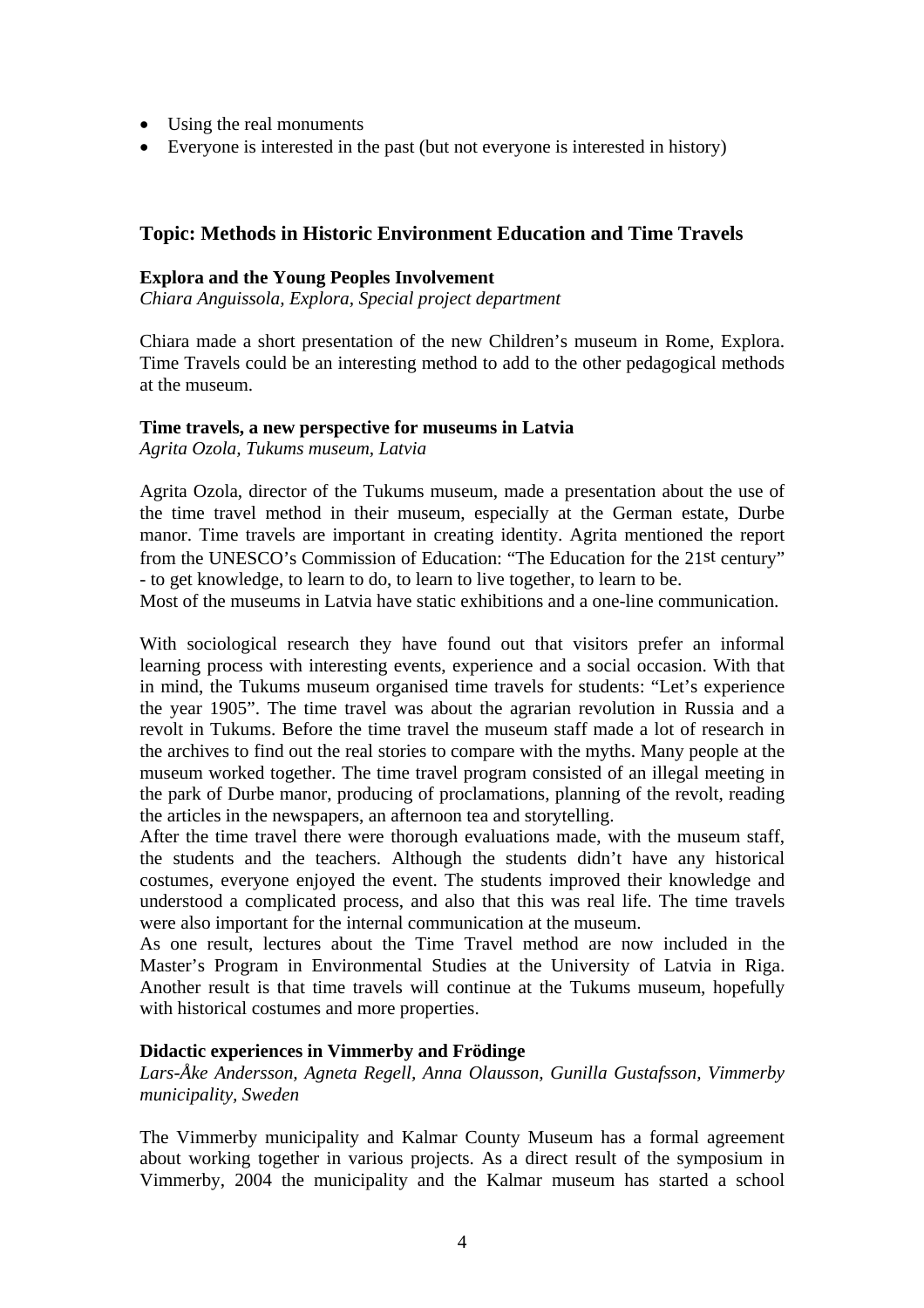- Using the real monuments
- Everyone is interested in the past (but not everyone is interested in history)

## Topic: Methods in Historic Environment Education and Time Travels

**Explora and the Young Peoples Involvement**
*Chiara Anguissola, Explora, Special project department*

Chiara made a short presentation of the new Children's museum in Rome, Explora. Time Travels could be an interesting method to add to the other pedagogical methods at the museum.

**Time travels, a new perspective for museums in Latvia**
*Agrita Ozola, Tukums museum, Latvia*

Agrita Ozola, director of the Tukums museum, made a presentation about the use of the time travel method in their museum, especially at the German estate, Durbe manor. Time travels are important in creating identity. Agrita mentioned the report from the UNESCO's Commission of Education: "The Education for the 21st century" - to get knowledge, to learn to do, to learn to live together, to learn to be.
Most of the museums in Latvia have static exhibitions and a one-line communication.

With sociological research they have found out that visitors prefer an informal learning process with interesting events, experience and a social occasion. With that in mind, the Tukums museum organised time travels for students: "Let's experience the year 1905". The time travel was about the agrarian revolution in Russia and a revolt in Tukums. Before the time travel the museum staff made a lot of research in the archives to find out the real stories to compare with the myths. Many people at the museum worked together. The time travel program consisted of an illegal meeting in the park of Durbe manor, producing of proclamations, planning of the revolt, reading the articles in the newspapers, an afternoon tea and storytelling.
After the time travel there were thorough evaluations made, with the museum staff, the students and the teachers. Although the students didn't have any historical costumes, everyone enjoyed the event. The students improved their knowledge and understood a complicated process, and also that this was real life. The time travels were also important for the internal communication at the museum.
As one result, lectures about the Time Travel method are now included in the Master's Program in Environmental Studies at the University of Latvia in Riga. Another result is that time travels will continue at the Tukums museum, hopefully with historical costumes and more properties.

**Didactic experiences in Vimmerby and Frödinge**
*Lars-Åke Andersson, Agneta Regell, Anna Olausson, Gunilla Gustafsson, Vimmerby municipality, Sweden*

The Vimmerby municipality and Kalmar County Museum has a formal agreement about working together in various projects. As a direct result of the symposium in Vimmerby, 2004 the municipality and the Kalmar museum has started a school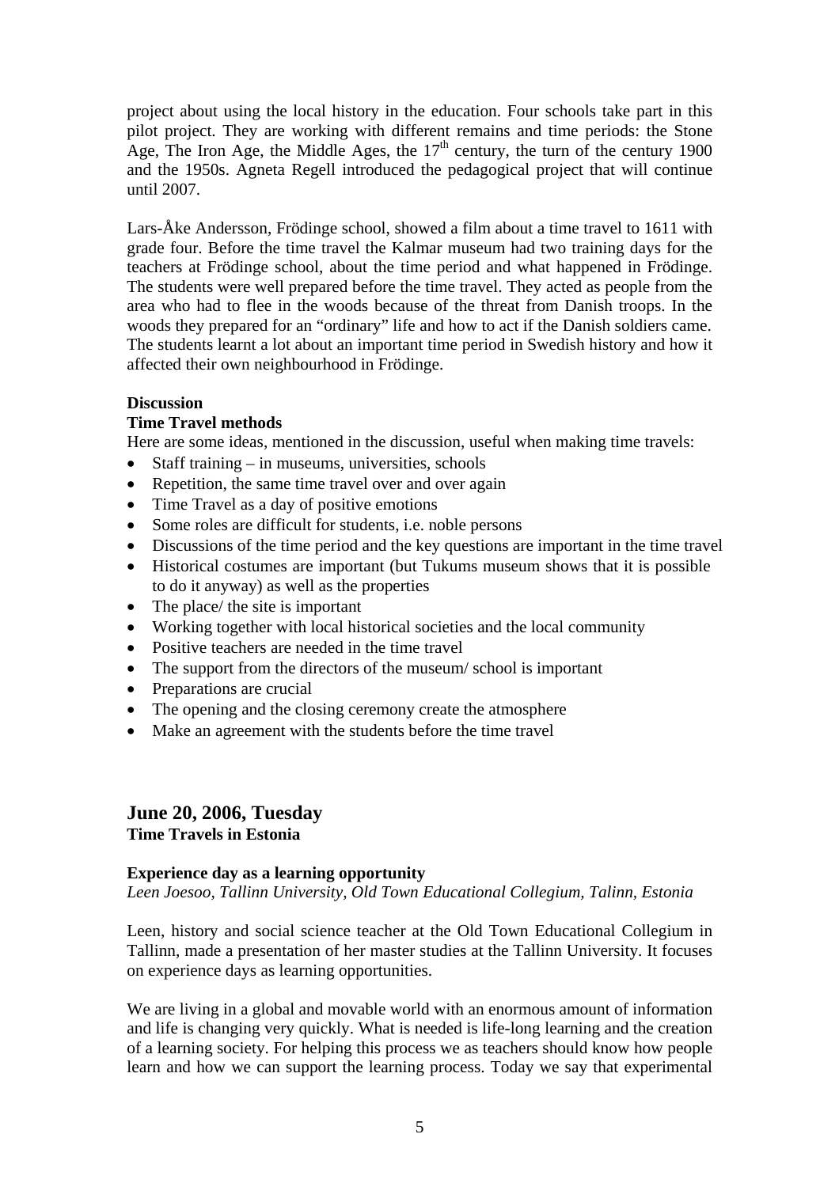project about using the local history in the education. Four schools take part in this pilot project. They are working with different remains and time periods: the Stone Age, The Iron Age, the Middle Ages, the 17th century, the turn of the century 1900 and the 1950s. Agneta Regell introduced the pedagogical project that will continue until 2007.

Lars-Åke Andersson, Frödinge school, showed a film about a time travel to 1611 with grade four. Before the time travel the Kalmar museum had two training days for the teachers at Frödinge school, about the time period and what happened in Frödinge. The students were well prepared before the time travel. They acted as people from the area who had to flee in the woods because of the threat from Danish troops. In the woods they prepared for an "ordinary" life and how to act if the Danish soldiers came. The students learnt a lot about an important time period in Swedish history and how it affected their own neighbourhood in Frödinge.

**Discussion**

**Time Travel methods**

Here are some ideas, mentioned in the discussion, useful when making time travels:

- Staff training – in museums, universities, schools
- Repetition, the same time travel over and over again
- Time Travel as a day of positive emotions
- Some roles are difficult for students, i.e. noble persons
- Discussions of the time period and the key questions are important in the time travel
- Historical costumes are important (but Tukums museum shows that it is possible to do it anyway) as well as the properties
- The place/ the site is important
- Working together with local historical societies and the local community
- Positive teachers are needed in the time travel
- The support from the directors of the museum/ school is important
- Preparations are crucial
- The opening and the closing ceremony create the atmosphere
- Make an agreement with the students before the time travel

## June 20, 2006, Tuesday

**Time Travels in Estonia**

**Experience day as a learning opportunity**

*Leen Joesoo, Tallinn University, Old Town Educational Collegium, Talinn, Estonia*

Leen, history and social science teacher at the Old Town Educational Collegium in Tallinn, made a presentation of her master studies at the Tallinn University. It focuses on experience days as learning opportunities.

We are living in a global and movable world with an enormous amount of information and life is changing very quickly. What is needed is life-long learning and the creation of a learning society. For helping this process we as teachers should know how people learn and how we can support the learning process. Today we say that experimental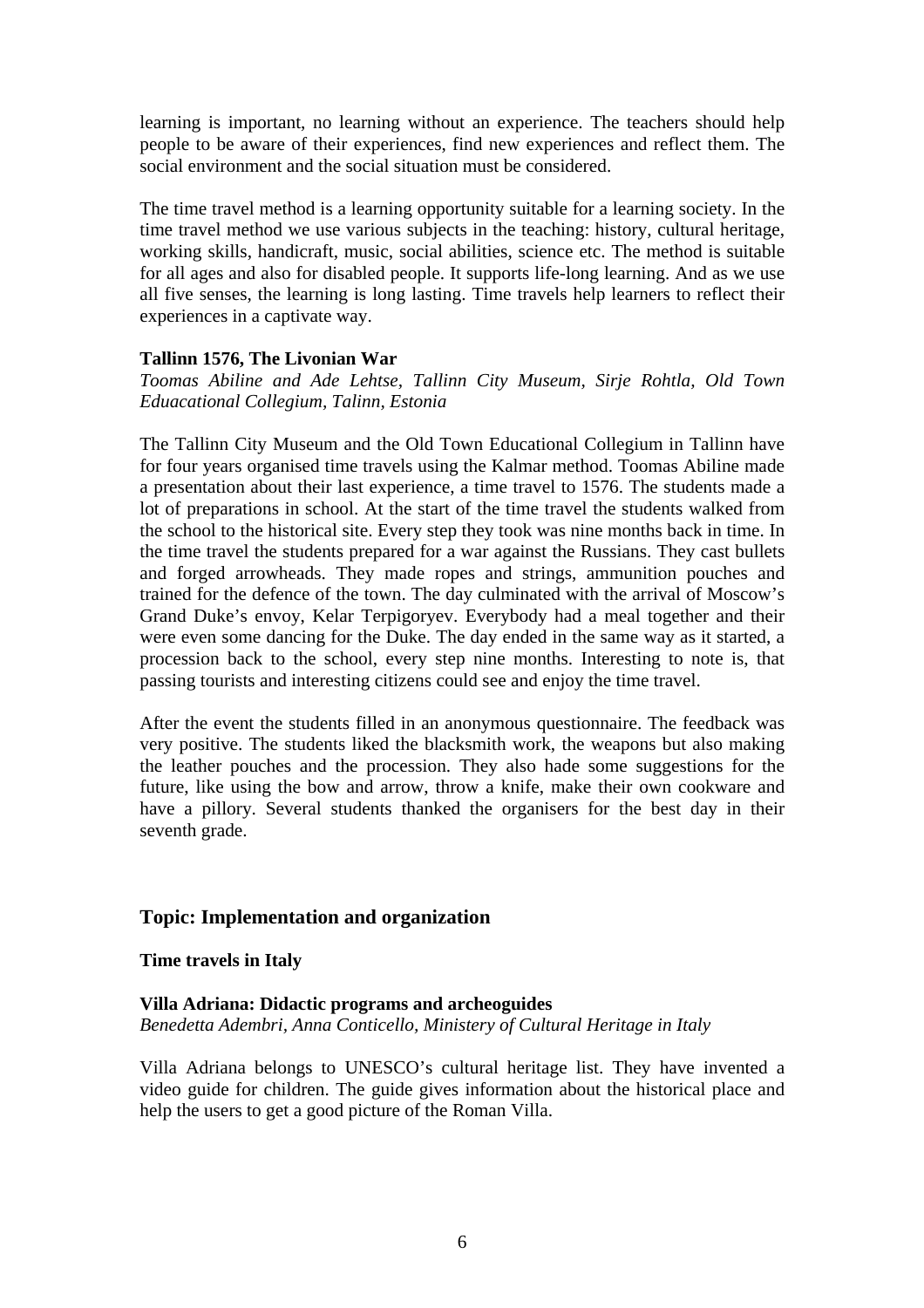learning is important, no learning without an experience. The teachers should help people to be aware of their experiences, find new experiences and reflect them. The social environment and the social situation must be considered.

The time travel method is a learning opportunity suitable for a learning society. In the time travel method we use various subjects in the teaching: history, cultural heritage, working skills, handicraft, music, social abilities, science etc. The method is suitable for all ages and also for disabled people. It supports life-long learning. And as we use all five senses, the learning is long lasting. Time travels help learners to reflect their experiences in a captivate way.

**Tallinn 1576, The Livonian War**
*Toomas Abiline and Ade Lehtse, Tallinn City Museum, Sirje Rohtla, Old Town Eduacational Collegium, Talinn, Estonia*

The Tallinn City Museum and the Old Town Educational Collegium in Tallinn have for four years organised time travels using the Kalmar method. Toomas Abiline made a presentation about their last experience, a time travel to 1576. The students made a lot of preparations in school. At the start of the time travel the students walked from the school to the historical site. Every step they took was nine months back in time. In the time travel the students prepared for a war against the Russians. They cast bullets and forged arrowheads. They made ropes and strings, ammunition pouches and trained for the defence of the town. The day culminated with the arrival of Moscow's Grand Duke's envoy, Kelar Terpigoryev. Everybody had a meal together and their were even some dancing for the Duke. The day ended in the same way as it started, a procession back to the school, every step nine months. Interesting to note is, that passing tourists and interesting citizens could see and enjoy the time travel.

After the event the students filled in an anonymous questionnaire. The feedback was very positive. The students liked the blacksmith work, the weapons but also making the leather pouches and the procession. They also hade some suggestions for the future, like using the bow and arrow, throw a knife, make their own cookware and have a pillory. Several students thanked the organisers for the best day in their seventh grade.

## Topic: Implementation and organization

### Time travels in Italy

**Villa Adriana: Didactic programs and archeoguides**
*Benedetta Adembri, Anna Conticello, Ministery of Cultural Heritage in Italy*

Villa Adriana belongs to UNESCO's cultural heritage list. They have invented a video guide for children. The guide gives information about the historical place and help the users to get a good picture of the Roman Villa.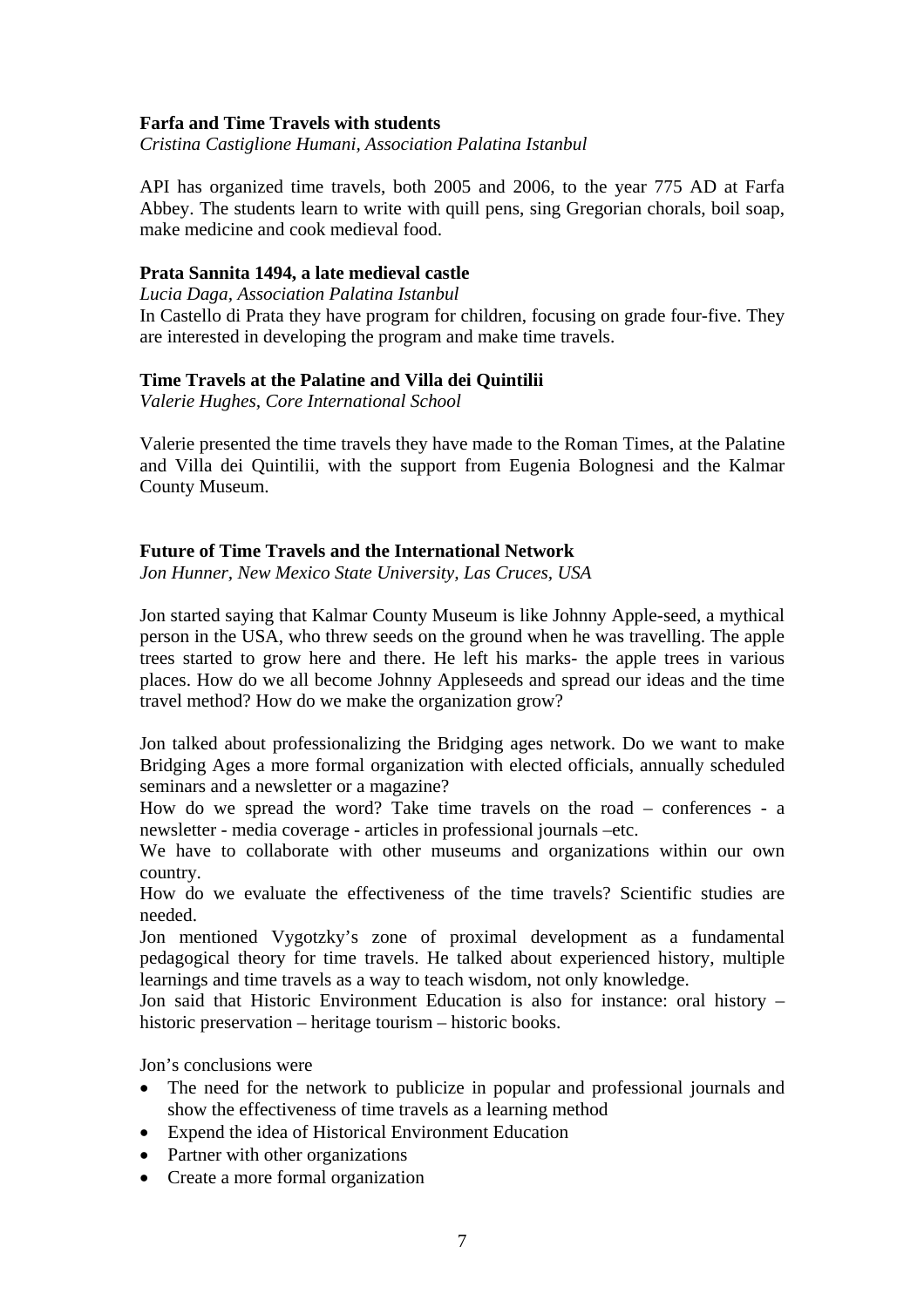### Farfa and Time Travels with students

*Cristina Castiglione Humani, Association Palatina Istanbul*

API has organized time travels, both 2005 and 2006, to the year 775 AD at Farfa Abbey. The students learn to write with quill pens, sing Gregorian chorals, boil soap, make medicine and cook medieval food.

### Prata Sannita 1494, a late medieval castle

*Lucia Daga, Association Palatina Istanbul*

In Castello di Prata they have program for children, focusing on grade four-five. They are interested in developing the program and make time travels.

### Time Travels at the Palatine and Villa dei Quintilii

*Valerie Hughes, Core International School*

Valerie presented the time travels they have made to the Roman Times, at the Palatine and Villa dei Quintilii, with the support from Eugenia Bolognesi and the Kalmar County Museum.

### Future of Time Travels and the International Network

*Jon Hunner, New Mexico State University, Las Cruces, USA*

Jon started saying that Kalmar County Museum is like Johnny Apple-seed, a mythical person in the USA, who threw seeds on the ground when he was travelling. The apple trees started to grow here and there. He left his marks- the apple trees in various places. How do we all become Johnny Appleseeds and spread our ideas and the time travel method? How do we make the organization grow?

Jon talked about professionalizing the Bridging ages network. Do we want to make Bridging Ages a more formal organization with elected officials, annually scheduled seminars and a newsletter or a magazine?

How do we spread the word? Take time travels on the road – conferences - a newsletter - media coverage - articles in professional journals –etc.

We have to collaborate with other museums and organizations within our own country.

How do we evaluate the effectiveness of the time travels? Scientific studies are needed.

Jon mentioned Vygotzky's zone of proximal development as a fundamental pedagogical theory for time travels. He talked about experienced history, multiple learnings and time travels as a way to teach wisdom, not only knowledge.

Jon said that Historic Environment Education is also for instance: oral history – historic preservation – heritage tourism – historic books.

Jon's conclusions were

- The need for the network to publicize in popular and professional journals and show the effectiveness of time travels as a learning method
- Expend the idea of Historical Environment Education
- Partner with other organizations
- Create a more formal organization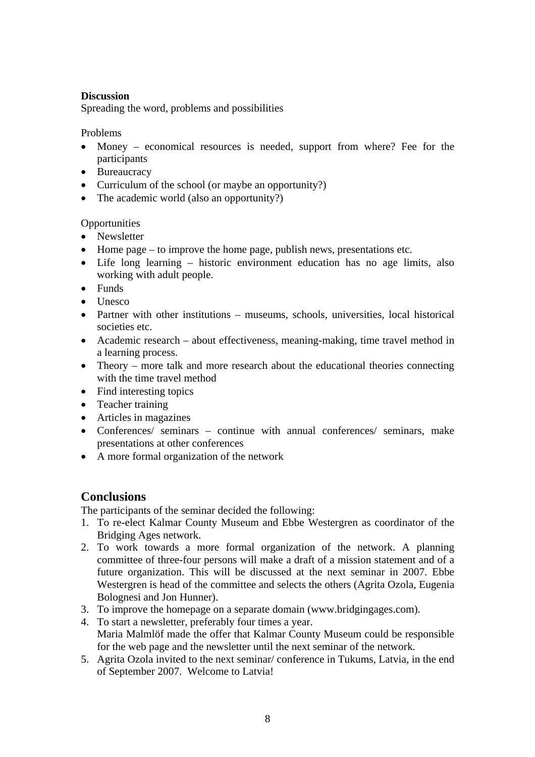**Discussion**

Spreading the word, problems and possibilities

Problems

- Money – economical resources is needed, support from where? Fee for the participants
- Bureaucracy
- Curriculum of the school (or maybe an opportunity?)
- The academic world (also an opportunity?)

Opportunities

- Newsletter
- Home page – to improve the home page, publish news, presentations etc.
- Life long learning – historic environment education has no age limits, also working with adult people.
- Funds
- Unesco
- Partner with other institutions – museums, schools, universities, local historical societies etc.
- Academic research – about effectiveness, meaning-making, time travel method in a learning process.
- Theory – more talk and more research about the educational theories connecting with the time travel method
- Find interesting topics
- Teacher training
- Articles in magazines
- Conferences/ seminars – continue with annual conferences/ seminars, make presentations at other conferences
- A more formal organization of the network

## Conclusions

The participants of the seminar decided the following:

1. To re-elect Kalmar County Museum and Ebbe Westergren as coordinator of the Bridging Ages network.
2. To work towards a more formal organization of the network. A planning committee of three-four persons will make a draft of a mission statement and of a future organization. This will be discussed at the next seminar in 2007. Ebbe Westergren is head of the committee and selects the others (Agrita Ozola, Eugenia Bolognesi and Jon Hunner).
3. To improve the homepage on a separate domain (www.bridgingages.com).
4. To start a newsletter, preferably four times a year.
   Maria Malmlöf made the offer that Kalmar County Museum could be responsible for the web page and the newsletter until the next seminar of the network.
5. Agrita Ozola invited to the next seminar/ conference in Tukums, Latvia, in the end of September 2007. Welcome to Latvia!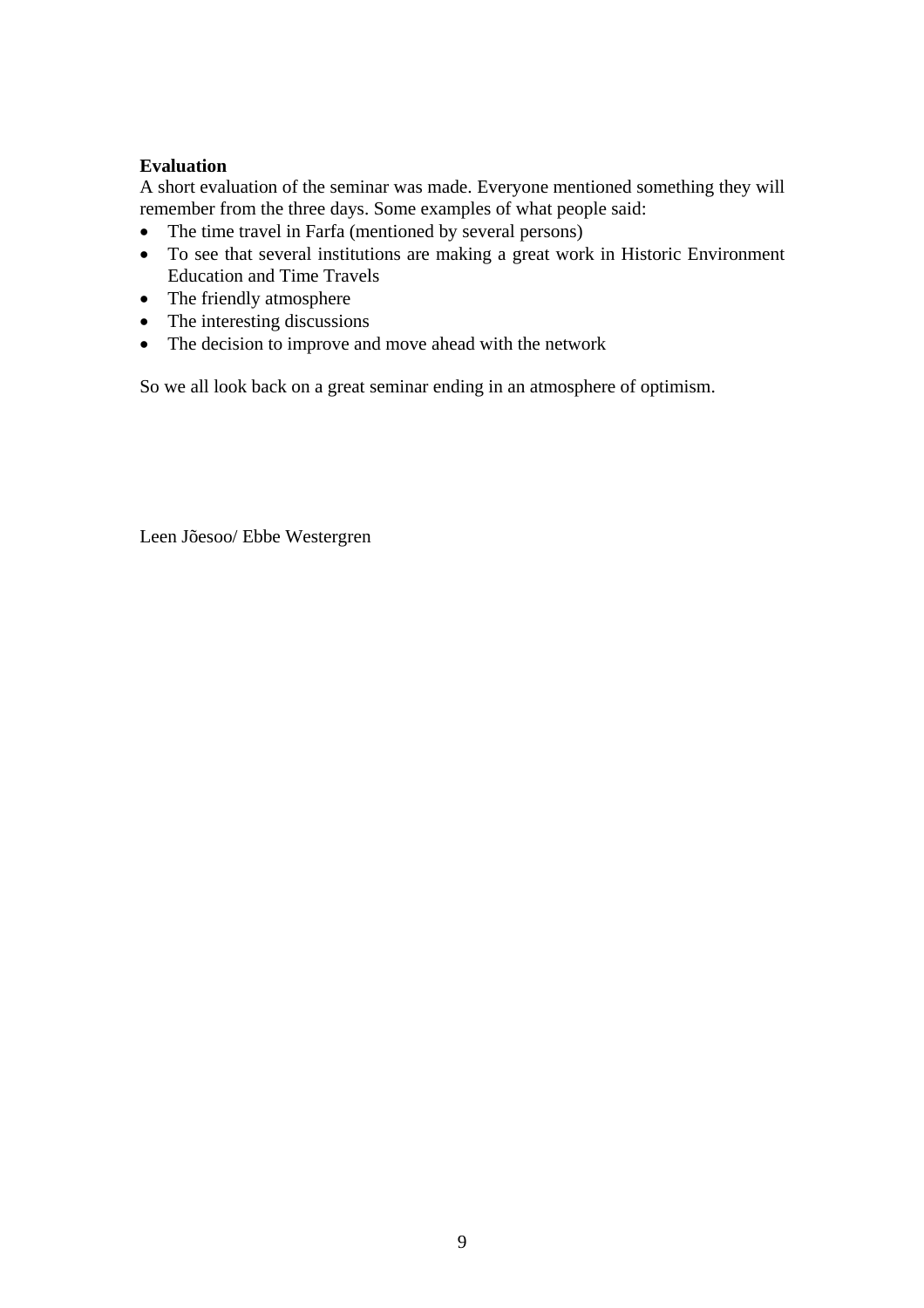**Evaluation**

A short evaluation of the seminar was made. Everyone mentioned something they will remember from the three days. Some examples of what people said:

- The time travel in Farfa (mentioned by several persons)
- To see that several institutions are making a great work in Historic Environment Education and Time Travels
- The friendly atmosphere
- The interesting discussions
- The decision to improve and move ahead with the network

So we all look back on a great seminar ending in an atmosphere of optimism.

Leen Jõesoo/ Ebbe Westergren